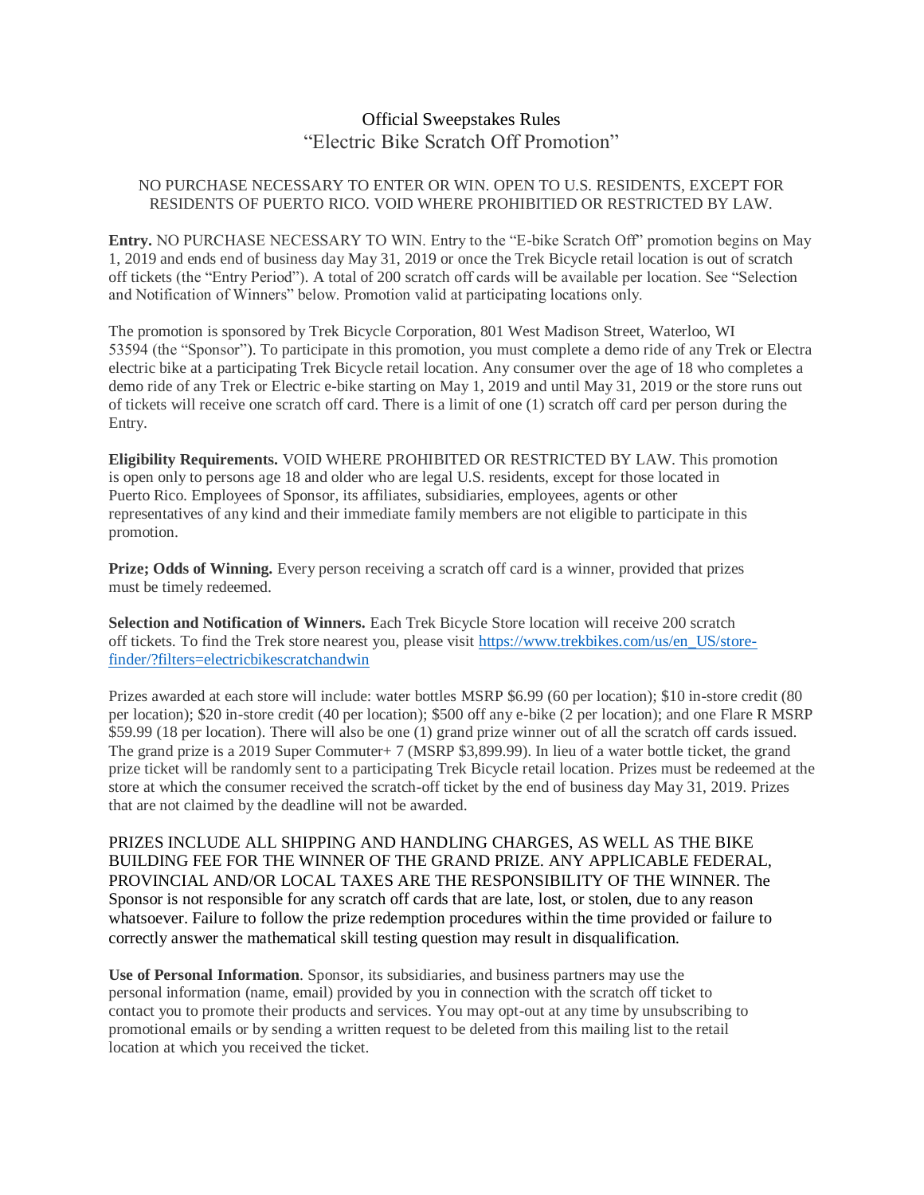# Official Sweepstakes Rules
## "Electric Bike Scratch Off Promotion"

NO PURCHASE NECESSARY TO ENTER OR WIN. OPEN TO U.S. RESIDENTS, EXCEPT FOR RESIDENTS OF PUERTO RICO. VOID WHERE PROHIBITIED OR RESTRICTED BY LAW.

**Entry.** NO PURCHASE NECESSARY TO WIN. Entry to the "E-bike Scratch Off" promotion begins on May 1, 2019 and ends end of business day May 31, 2019 or once the Trek Bicycle retail location is out of scratch off tickets (the "Entry Period"). A total of 200 scratch off cards will be available per location. See "Selection and Notification of Winners" below. Promotion valid at participating locations only.

The promotion is sponsored by Trek Bicycle Corporation, 801 West Madison Street, Waterloo, WI 53594 (the "Sponsor"). To participate in this promotion, you must complete a demo ride of any Trek or Electra electric bike at a participating Trek Bicycle retail location. Any consumer over the age of 18 who completes a demo ride of any Trek or Electric e-bike starting on May 1, 2019 and until May 31, 2019 or the store runs out of tickets will receive one scratch off card. There is a limit of one (1) scratch off card per person during the Entry.

**Eligibility Requirements.** VOID WHERE PROHIBITED OR RESTRICTED BY LAW. This promotion is open only to persons age 18 and older who are legal U.S. residents, except for those located in Puerto Rico. Employees of Sponsor, its affiliates, subsidiaries, employees, agents or other representatives of any kind and their immediate family members are not eligible to participate in this promotion.

**Prize; Odds of Winning.** Every person receiving a scratch off card is a winner, provided that prizes must be timely redeemed.

**Selection and Notification of Winners.** Each Trek Bicycle Store location will receive 200 scratch off tickets. To find the Trek store nearest you, please visit [https://www.trekbikes.com/us/en_US/store-finder/?filters=electricbikescratchandwin](https://www.trekbikes.com/us/en_US/store-finder/?filters=electricbikescratchandwin)

Prizes awarded at each store will include: water bottles MSRP $6.99 (60 per location); $10 in-store credit (80 per location); $20 in-store credit (40 per location); $500 off any e-bike (2 per location); and one Flare R MSRP $59.99 (18 per location). There will also be one (1) grand prize winner out of all the scratch off cards issued. The grand prize is a 2019 Super Commuter+ 7 (MSRP $3,899.99). In lieu of a water bottle ticket, the grand prize ticket will be randomly sent to a participating Trek Bicycle retail location. Prizes must be redeemed at the store at which the consumer received the scratch-off ticket by the end of business day May 31, 2019. Prizes that are not claimed by the deadline will not be awarded.

PRIZES INCLUDE ALL SHIPPING AND HANDLING CHARGES, AS WELL AS THE BIKE BUILDING FEE FOR THE WINNER OF THE GRAND PRIZE. ANY APPLICABLE FEDERAL, PROVINCIAL AND/OR LOCAL TAXES ARE THE RESPONSIBILITY OF THE WINNER. The Sponsor is not responsible for any scratch off cards that are late, lost, or stolen, due to any reason whatsoever. Failure to follow the prize redemption procedures within the time provided or failure to correctly answer the mathematical skill testing question may result in disqualification.

**Use of Personal Information**. Sponsor, its subsidiaries, and business partners may use the personal information (name, email) provided by you in connection with the scratch off ticket to contact you to promote their products and services. You may opt-out at any time by unsubscribing to promotional emails or by sending a written request to be deleted from this mailing list to the retail location at which you received the ticket.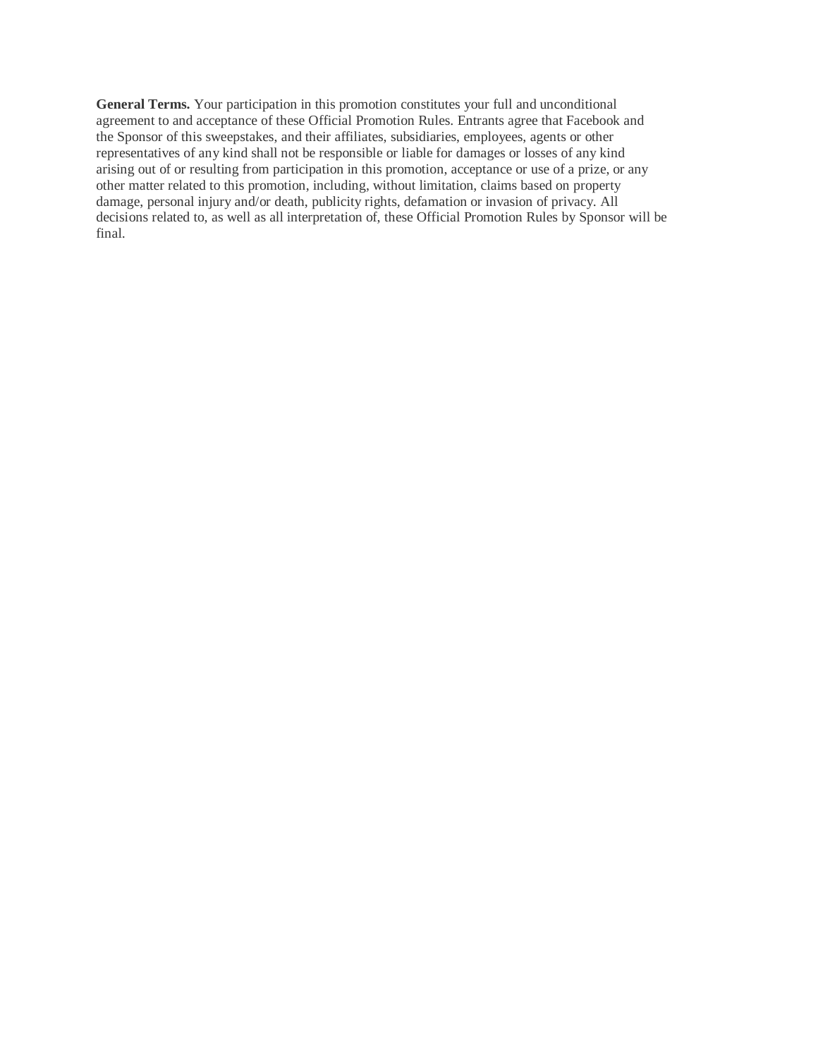**General Terms.** Your participation in this promotion constitutes your full and unconditional agreement to and acceptance of these Official Promotion Rules. Entrants agree that Facebook and the Sponsor of this sweepstakes, and their affiliates, subsidiaries, employees, agents or other representatives of any kind shall not be responsible or liable for damages or losses of any kind arising out of or resulting from participation in this promotion, acceptance or use of a prize, or any other matter related to this promotion, including, without limitation, claims based on property damage, personal injury and/or death, publicity rights, defamation or invasion of privacy. All decisions related to, as well as all interpretation of, these Official Promotion Rules by Sponsor will be final.